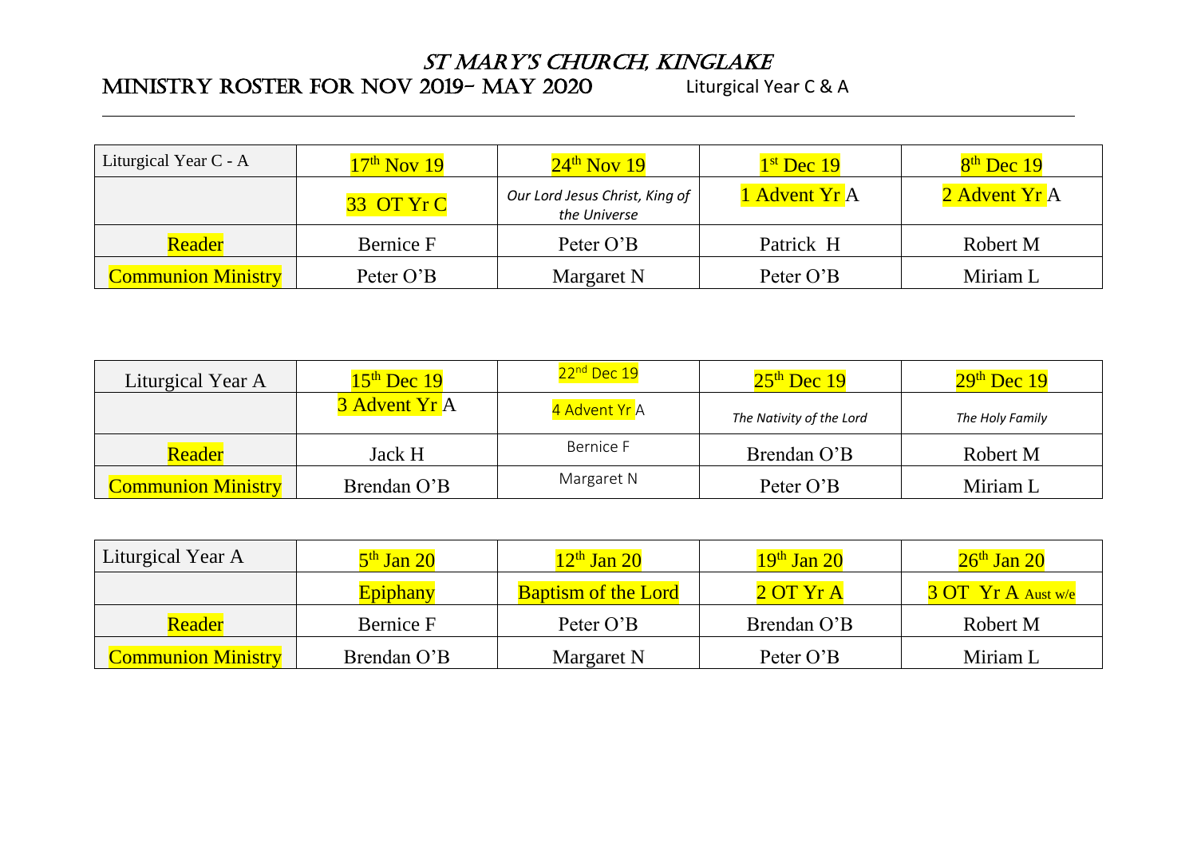# St Mary's Church, Kinglake

## Ministry Roster for Nov 2019- May 2020 Liturgical Year C & A

| Liturgical Year C - A | 17th Nov 19 | 24th Nov 19 | 1st Dec 19 | 8th Dec 19 |
|---|---|---|---|---|
| | 33 OT Yr C | *Our Lord Jesus Christ, King of the Universe* | 1 Advent Yr A | 2 Advent Yr A |
| Reader | Bernice F | Peter O'B | Patrick H | Robert M |
| Communion Ministry | Peter O'B | Margaret N | Peter O'B | Miriam L |

| Liturgical Year A | 15th Dec 19 | 22nd Dec 19 | 25th Dec 19 | 29th Dec 19 |
|---|---|---|---|---|
| | 3 Advent Yr A | 4 Advent Yr A | *The Nativity of the Lord* | *The Holy Family* |
| Reader | Jack H | Bernice F | Brendan O'B | Robert M |
| Communion Ministry | Brendan O'B | Margaret N | Peter O'B | Miriam L |

| Liturgical Year A | 5th Jan 20 | 12th Jan 20 | 19th Jan 20 | 26th Jan 20 |
|---|---|---|---|---|
| | Epiphany | Baptism of the Lord | 2 OT Yr A | 3 OT Yr A Aust w/e |
| Reader | Bernice F | Peter O'B | Brendan O'B | Robert M |
| Communion Ministry | Brendan O'B | Margaret N | Peter O'B | Miriam L |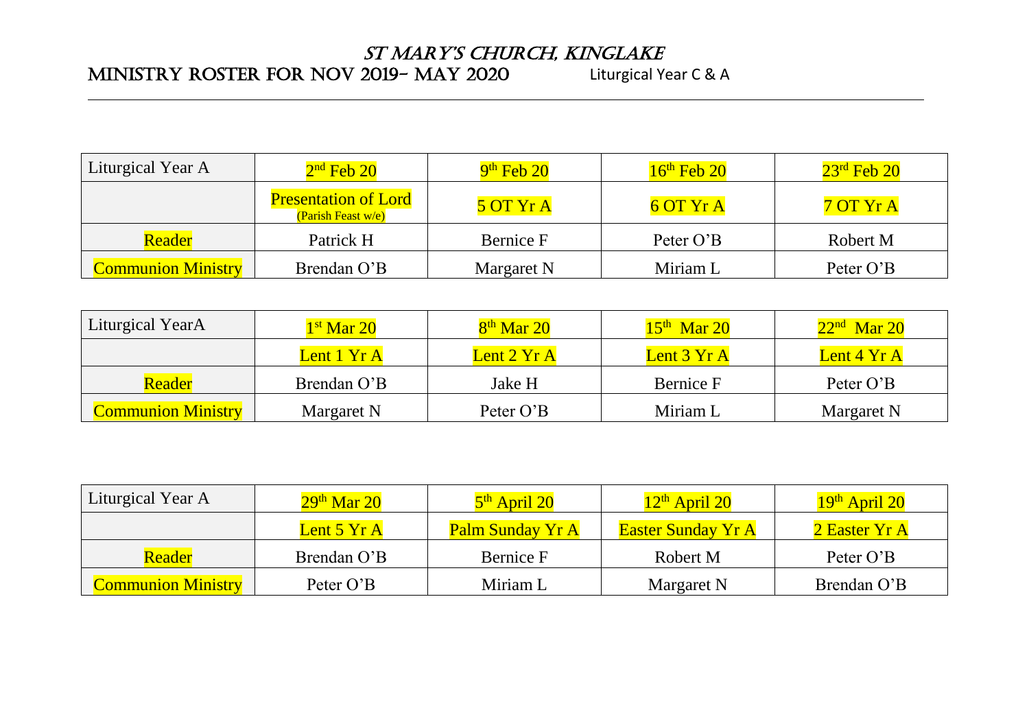# ST MARY'S CHURCH, KINGLAKE

## MINISTRY ROSTER FOR NOV 2019– MAY 2020 Liturgical Year C & A

| Liturgical Year A | 2nd Feb 20 | 9th Feb 20 | 16th Feb 20 | 23rd Feb 20 |
|---|---|---|---|---|
| | Presentation of Lord (Parish Feast w/e) | 5 OT Yr A | 6 OT Yr A | 7 OT Yr A |
| Reader | Patrick H | Bernice F | Peter O'B | Robert M |
| Communion Ministry | Brendan O'B | Margaret N | Miriam L | Peter O'B |

| Liturgical YearA | 1st Mar 20 | 8th Mar 20 | 15th Mar 20 | 22nd Mar 20 |
|---|---|---|---|---|
| | Lent 1 Yr A | Lent 2 Yr A | Lent 3 Yr A | Lent 4 Yr A |
| Reader | Brendan O'B | Jake H | Bernice F | Peter O'B |
| Communion Ministry | Margaret N | Peter O'B | Miriam L | Margaret N |

| Liturgical Year A | 29th Mar 20 | 5th April 20 | 12th April 20 | 19th April 20 |
|---|---|---|---|---|
| | Lent 5 Yr A | Palm Sunday Yr A | Easter Sunday Yr A | 2 Easter Yr A |
| Reader | Brendan O'B | Bernice F | Robert M | Peter O'B |
| Communion Ministry | Peter O'B | Miriam L | Margaret N | Brendan O'B |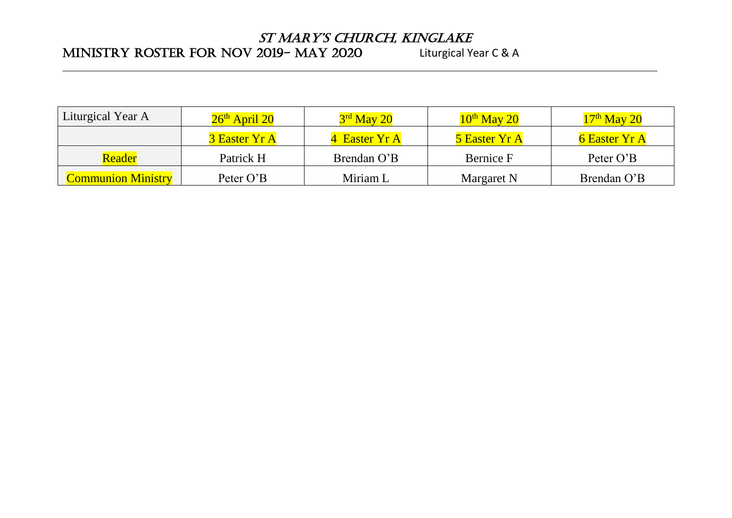# ST MARY'S CHURCH, KINGLAKE

## MINISTRY ROSTER FOR NOV 2019- MAY 2020 Liturgical Year C & A

| Liturgical Year A | 26th April 20 | 3rd May 20 | 10th May 20 | 17th May 20 |
| --- | --- | --- | --- | --- |
| | 3 Easter Yr A | 4 Easter Yr A | 5 Easter Yr A | 6 Easter Yr A |
| Reader | Patrick H | Brendan O'B | Bernice F | Peter O'B |
| Communion Ministry | Peter O'B | Miriam L | Margaret N | Brendan O'B |